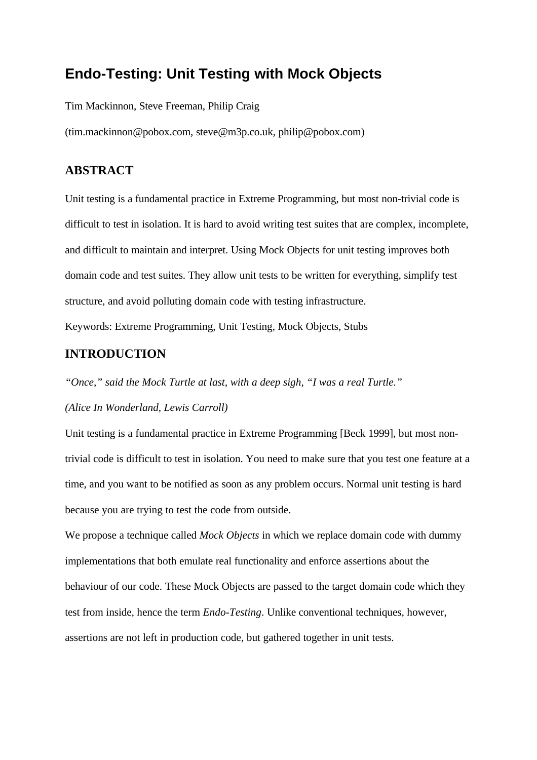# Endo-Testing: Unit Testing with Mock Objects

Tim Mackinnon, Steve Freeman, Philip Craig

(tim.mackinnon@pobox.com, steve@m3p.co.uk, philip@pobox.com)

## ABSTRACT

Unit testing is a fundamental practice in Extreme Programming, but most non-trivial code is difficult to test in isolation. It is hard to avoid writing test suites that are complex, incomplete, and difficult to maintain and interpret. Using Mock Objects for unit testing improves both domain code and test suites. They allow unit tests to be written for everything, simplify test structure, and avoid polluting domain code with testing infrastructure.

Keywords: Extreme Programming, Unit Testing, Mock Objects, Stubs

## INTRODUCTION

*"Once," said the Mock Turtle at last, with a deep sigh, "I was a real Turtle."*

*(Alice In Wonderland, Lewis Carroll)*

Unit testing is a fundamental practice in Extreme Programming [Beck 1999], but most non-trivial code is difficult to test in isolation. You need to make sure that you test one feature at a time, and you want to be notified as soon as any problem occurs. Normal unit testing is hard because you are trying to test the code from outside.

We propose a technique called *Mock Objects* in which we replace domain code with dummy implementations that both emulate real functionality and enforce assertions about the behaviour of our code. These Mock Objects are passed to the target domain code which they test from inside, hence the term *Endo-Testing*. Unlike conventional techniques, however, assertions are not left in production code, but gathered together in unit tests.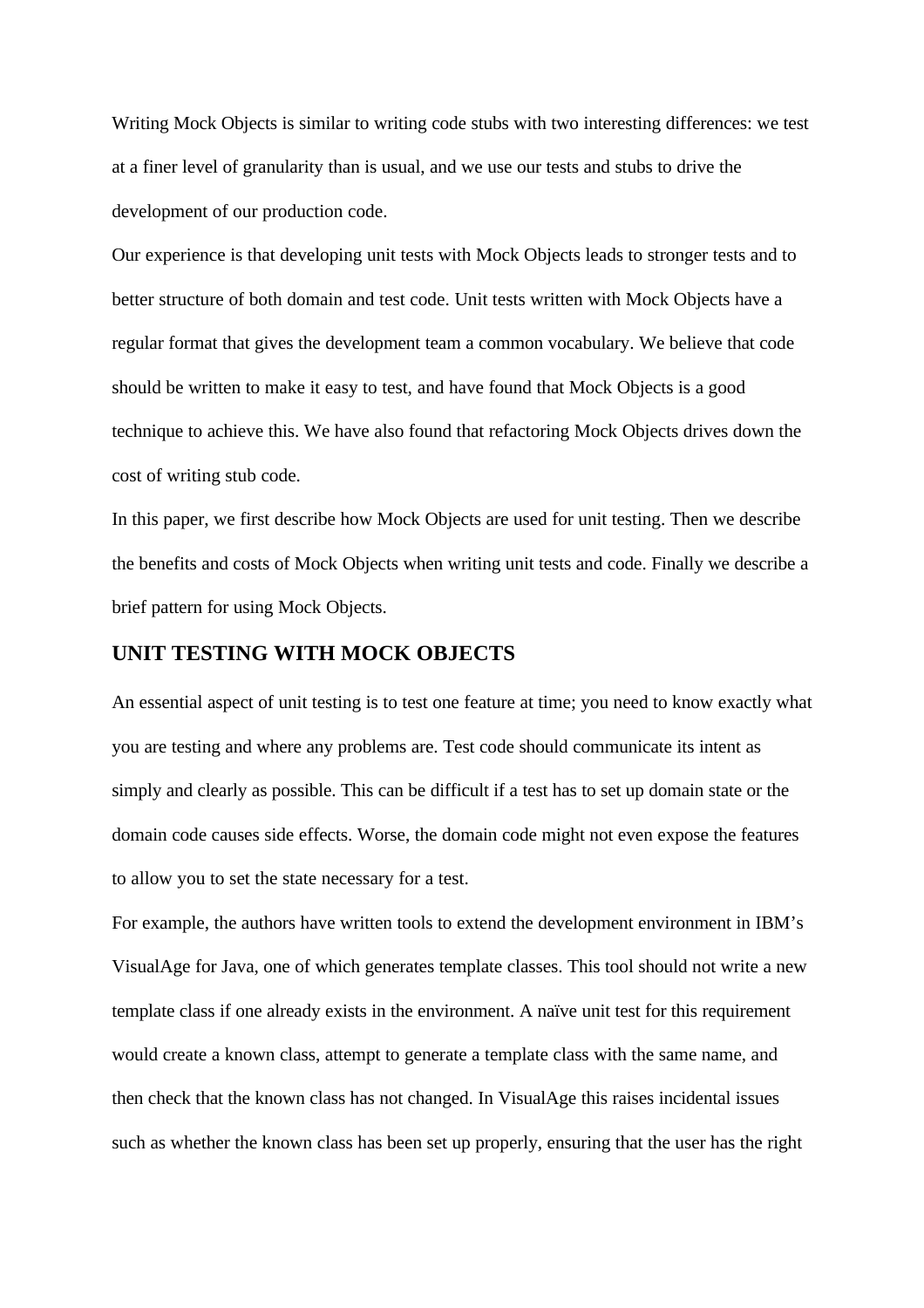Writing Mock Objects is similar to writing code stubs with two interesting differences: we test at a finer level of granularity than is usual, and we use our tests and stubs to drive the development of our production code.

Our experience is that developing unit tests with Mock Objects leads to stronger tests and to better structure of both domain and test code. Unit tests written with Mock Objects have a regular format that gives the development team a common vocabulary. We believe that code should be written to make it easy to test, and have found that Mock Objects is a good technique to achieve this. We have also found that refactoring Mock Objects drives down the cost of writing stub code.

In this paper, we first describe how Mock Objects are used for unit testing. Then we describe the benefits and costs of Mock Objects when writing unit tests and code. Finally we describe a brief pattern for using Mock Objects.

## UNIT TESTING WITH MOCK OBJECTS

An essential aspect of unit testing is to test one feature at time; you need to know exactly what you are testing and where any problems are. Test code should communicate its intent as simply and clearly as possible. This can be difficult if a test has to set up domain state or the domain code causes side effects. Worse, the domain code might not even expose the features to allow you to set the state necessary for a test.

For example, the authors have written tools to extend the development environment in IBM's VisualAge for Java, one of which generates template classes. This tool should not write a new template class if one already exists in the environment. A naïve unit test for this requirement would create a known class, attempt to generate a template class with the same name, and then check that the known class has not changed. In VisualAge this raises incidental issues such as whether the known class has been set up properly, ensuring that the user has the right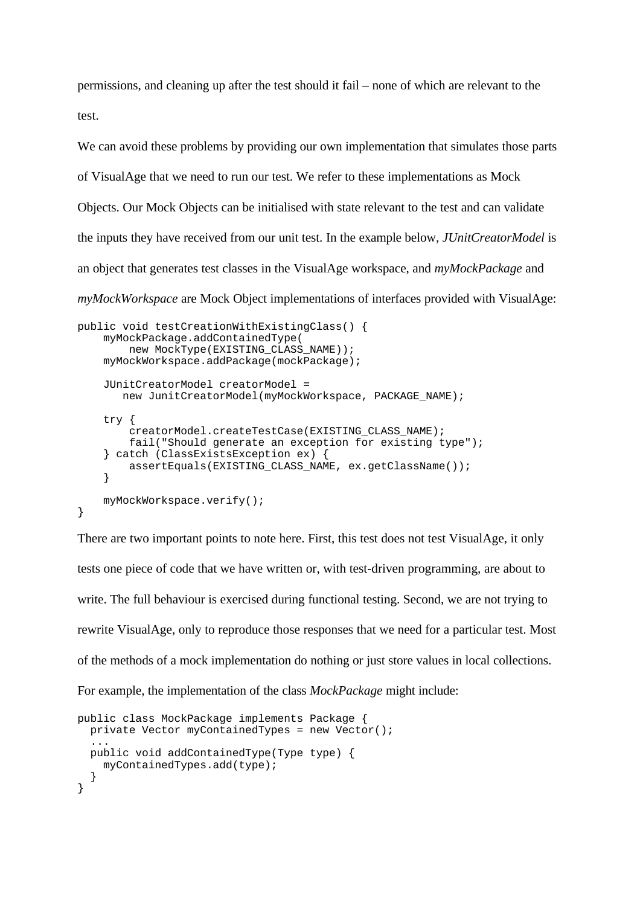permissions, and cleaning up after the test should it fail – none of which are relevant to the test.

We can avoid these problems by providing our own implementation that simulates those parts of VisualAge that we need to run our test. We refer to these implementations as Mock Objects. Our Mock Objects can be initialised with state relevant to the test and can validate the inputs they have received from our unit test. In the example below, *JUnitCreatorModel* is an object that generates test classes in the VisualAge workspace, and *myMockPackage* and *myMockWorkspace* are Mock Object implementations of interfaces provided with VisualAge:

```
public void testCreationWithExistingClass() {
    myMockPackage.addContainedType(
        new MockType(EXISTING_CLASS_NAME));
    myMockWorkspace.addPackage(mockPackage);

    JUnitCreatorModel creatorModel =
       new JunitCreatorModel(myMockWorkspace, PACKAGE_NAME);

    try {
        creatorModel.createTestCase(EXISTING_CLASS_NAME);
        fail("Should generate an exception for existing type");
    } catch (ClassExistsException ex) {
        assertEquals(EXISTING_CLASS_NAME, ex.getClassName());
    }

    myMockWorkspace.verify();
}
```

There are two important points to note here. First, this test does not test VisualAge, it only tests one piece of code that we have written or, with test-driven programming, are about to write. The full behaviour is exercised during functional testing. Second, we are not trying to rewrite VisualAge, only to reproduce those responses that we need for a particular test. Most of the methods of a mock implementation do nothing or just store values in local collections. For example, the implementation of the class *MockPackage* might include:

```
public class MockPackage implements Package {
  private Vector myContainedTypes = new Vector();
  ...
  public void addContainedType(Type type) {
    myContainedTypes.add(type);
  }
}
```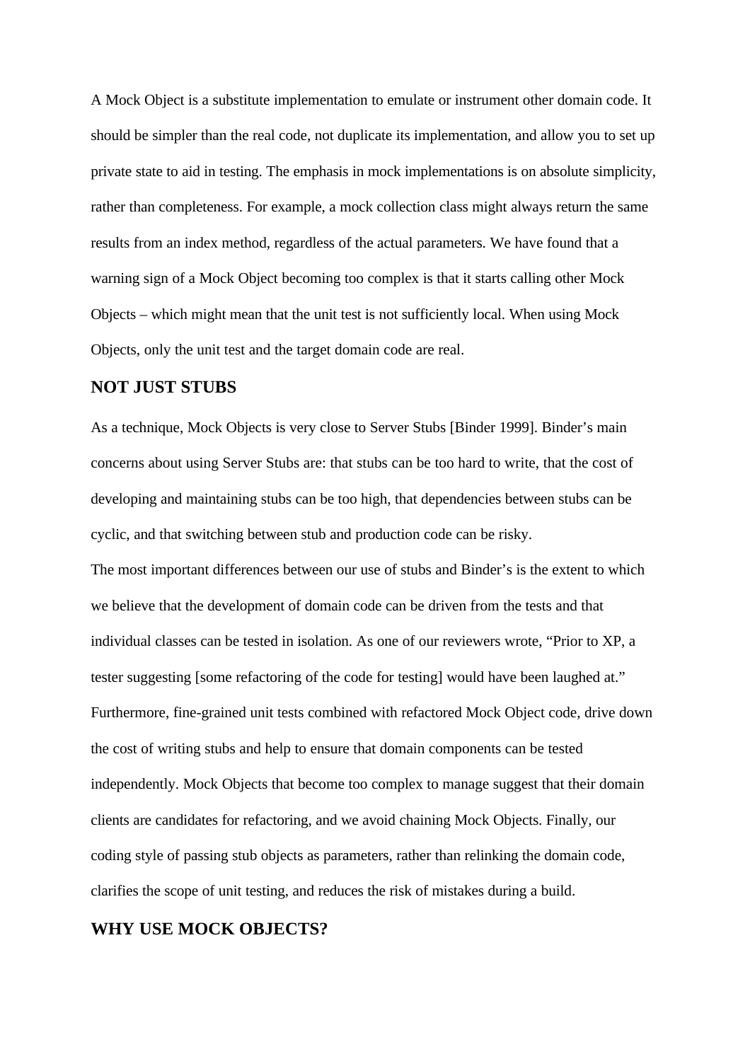A Mock Object is a substitute implementation to emulate or instrument other domain code. It should be simpler than the real code, not duplicate its implementation, and allow you to set up private state to aid in testing. The emphasis in mock implementations is on absolute simplicity, rather than completeness. For example, a mock collection class might always return the same results from an index method, regardless of the actual parameters. We have found that a warning sign of a Mock Object becoming too complex is that it starts calling other Mock Objects – which might mean that the unit test is not sufficiently local. When using Mock Objects, only the unit test and the target domain code are real.

## NOT JUST STUBS

As a technique, Mock Objects is very close to Server Stubs [Binder 1999]. Binder's main concerns about using Server Stubs are: that stubs can be too hard to write, that the cost of developing and maintaining stubs can be too high, that dependencies between stubs can be cyclic, and that switching between stub and production code can be risky.

The most important differences between our use of stubs and Binder's is the extent to which we believe that the development of domain code can be driven from the tests and that individual classes can be tested in isolation. As one of our reviewers wrote, "Prior to XP, a tester suggesting [some refactoring of the code for testing] would have been laughed at." Furthermore, fine-grained unit tests combined with refactored Mock Object code, drive down the cost of writing stubs and help to ensure that domain components can be tested independently. Mock Objects that become too complex to manage suggest that their domain clients are candidates for refactoring, and we avoid chaining Mock Objects. Finally, our coding style of passing stub objects as parameters, rather than relinking the domain code, clarifies the scope of unit testing, and reduces the risk of mistakes during a build.

## WHY USE MOCK OBJECTS?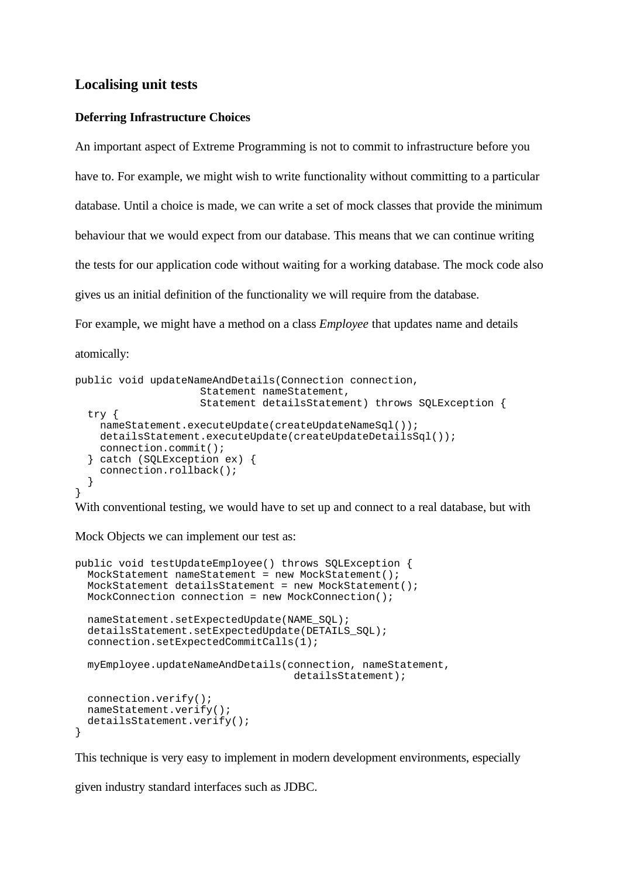## Localising unit tests

### Deferring Infrastructure Choices

An important aspect of Extreme Programming is not to commit to infrastructure before you have to. For example, we might wish to write functionality without committing to a particular database. Until a choice is made, we can write a set of mock classes that provide the minimum behaviour that we would expect from our database. This means that we can continue writing the tests for our application code without waiting for a working database. The mock code also gives us an initial definition of the functionality we will require from the database.

For example, we might have a method on a class *Employee* that updates name and details atomically:

```
public void updateNameAndDetails(Connection connection,
                    Statement nameStatement,
                    Statement detailsStatement) throws SQLException {
  try {
    nameStatement.executeUpdate(createUpdateNameSql());
    detailsStatement.executeUpdate(createUpdateDetailsSql());
    connection.commit();
  } catch (SQLException ex) {
    connection.rollback();
  }
}
```

With conventional testing, we would have to set up and connect to a real database, but with Mock Objects we can implement our test as:

```
public void testUpdateEmployee() throws SQLException {
  MockStatement nameStatement = new MockStatement();
  MockStatement detailsStatement = new MockStatement();
  MockConnection connection = new MockConnection();

  nameStatement.setExpectedUpdate(NAME_SQL);
  detailsStatement.setExpectedUpdate(DETAILS_SQL);
  connection.setExpectedCommitCalls(1);

  myEmployee.updateNameAndDetails(connection, nameStatement,
                                  detailsStatement);

  connection.verify();
  nameStatement.verify();
  detailsStatement.verify();
}
```

This technique is very easy to implement in modern development environments, especially given industry standard interfaces such as JDBC.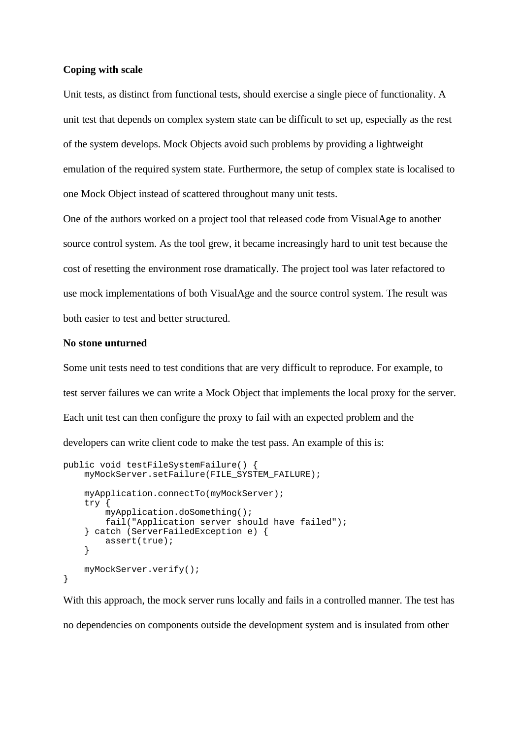**Coping with scale**

Unit tests, as distinct from functional tests, should exercise a single piece of functionality. A unit test that depends on complex system state can be difficult to set up, especially as the rest of the system develops. Mock Objects avoid such problems by providing a lightweight emulation of the required system state. Furthermore, the setup of complex state is localised to one Mock Object instead of scattered throughout many unit tests.

One of the authors worked on a project tool that released code from VisualAge to another source control system. As the tool grew, it became increasingly hard to unit test because the cost of resetting the environment rose dramatically. The project tool was later refactored to use mock implementations of both VisualAge and the source control system. The result was both easier to test and better structured.

**No stone unturned**

Some unit tests need to test conditions that are very difficult to reproduce. For example, to test server failures we can write a Mock Object that implements the local proxy for the server. Each unit test can then configure the proxy to fail with an expected problem and the developers can write client code to make the test pass. An example of this is:

```
public void testFileSystemFailure() {
    myMockServer.setFailure(FILE_SYSTEM_FAILURE);

    myApplication.connectTo(myMockServer);
    try {
        myApplication.doSomething();
        fail("Application server should have failed");
    } catch (ServerFailedException e) {
        assert(true);
    }

    myMockServer.verify();
}
```

With this approach, the mock server runs locally and fails in a controlled manner. The test has no dependencies on components outside the development system and is insulated from other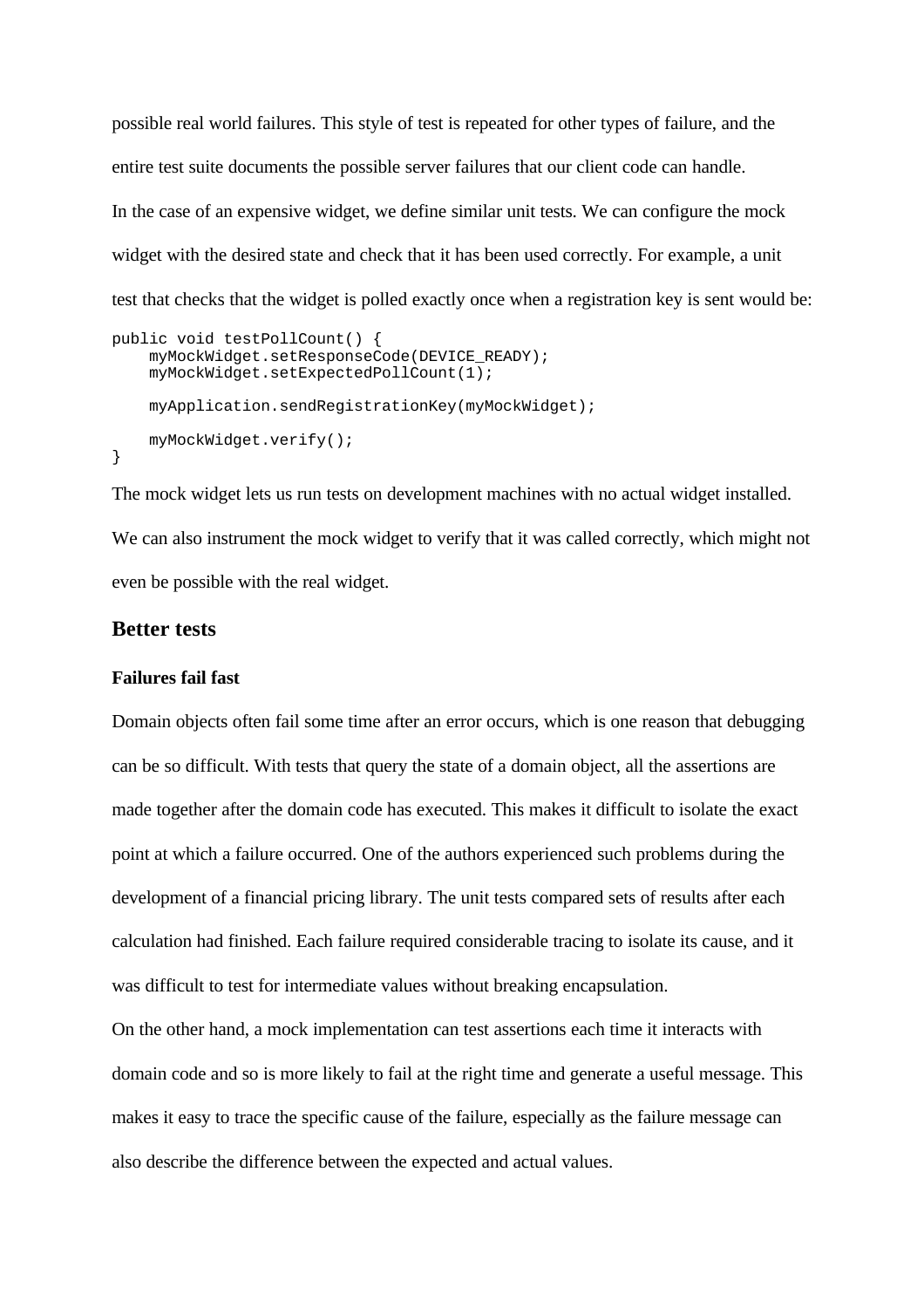possible real world failures. This style of test is repeated for other types of failure, and the entire test suite documents the possible server failures that our client code can handle.

In the case of an expensive widget, we define similar unit tests. We can configure the mock widget with the desired state and check that it has been used correctly. For example, a unit test that checks that the widget is polled exactly once when a registration key is sent would be:

```
public void testPollCount() {
    myMockWidget.setResponseCode(DEVICE_READY);
    myMockWidget.setExpectedPollCount(1);

    myApplication.sendRegistrationKey(myMockWidget);

    myMockWidget.verify();
}
```

The mock widget lets us run tests on development machines with no actual widget installed. We can also instrument the mock widget to verify that it was called correctly, which might not even be possible with the real widget.

## Better tests

### Failures fail fast

Domain objects often fail some time after an error occurs, which is one reason that debugging can be so difficult. With tests that query the state of a domain object, all the assertions are made together after the domain code has executed. This makes it difficult to isolate the exact point at which a failure occurred. One of the authors experienced such problems during the development of a financial pricing library. The unit tests compared sets of results after each calculation had finished. Each failure required considerable tracing to isolate its cause, and it was difficult to test for intermediate values without breaking encapsulation.

On the other hand, a mock implementation can test assertions each time it interacts with domain code and so is more likely to fail at the right time and generate a useful message. This makes it easy to trace the specific cause of the failure, especially as the failure message can also describe the difference between the expected and actual values.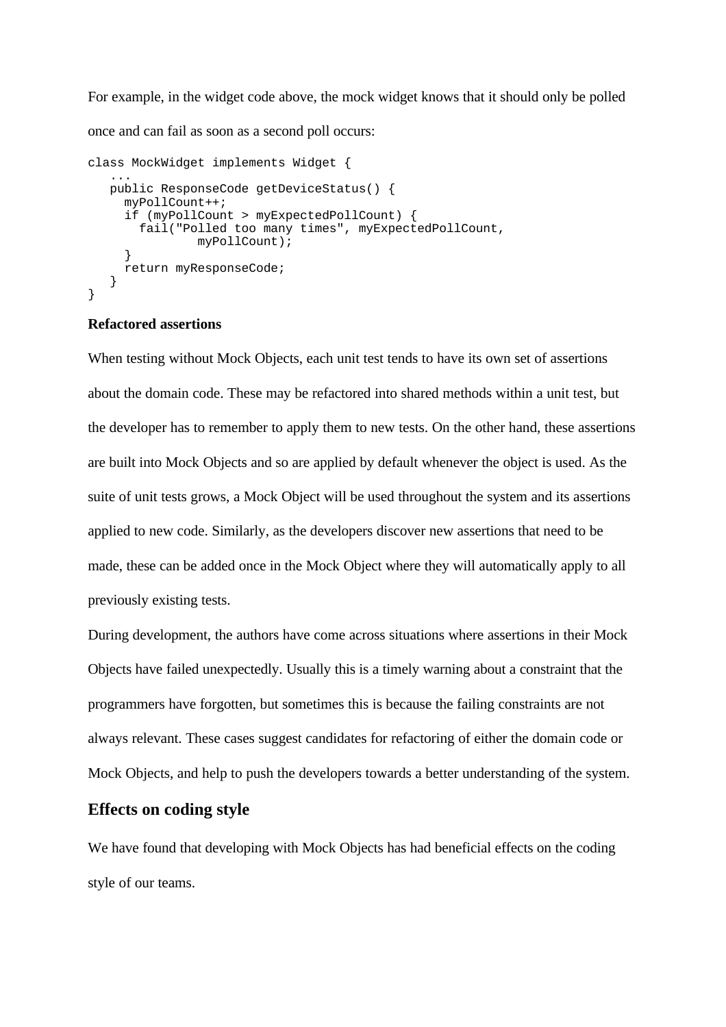For example, in the widget code above, the mock widget knows that it should only be polled once and can fail as soon as a second poll occurs:

```
class MockWidget implements Widget {
   ...
   public ResponseCode getDeviceStatus() {
     myPollCount++;
     if (myPollCount > myExpectedPollCount) {
       fail("Polled too many times", myExpectedPollCount,
               myPollCount);
     }
     return myResponseCode;
   }
}
```

**Refactored assertions**

When testing without Mock Objects, each unit test tends to have its own set of assertions about the domain code. These may be refactored into shared methods within a unit test, but the developer has to remember to apply them to new tests. On the other hand, these assertions are built into Mock Objects and so are applied by default whenever the object is used. As the suite of unit tests grows, a Mock Object will be used throughout the system and its assertions applied to new code. Similarly, as the developers discover new assertions that need to be made, these can be added once in the Mock Object where they will automatically apply to all previously existing tests.

During development, the authors have come across situations where assertions in their Mock Objects have failed unexpectedly. Usually this is a timely warning about a constraint that the programmers have forgotten, but sometimes this is because the failing constraints are not always relevant. These cases suggest candidates for refactoring of either the domain code or Mock Objects, and help to push the developers towards a better understanding of the system.

## Effects on coding style

We have found that developing with Mock Objects has had beneficial effects on the coding style of our teams.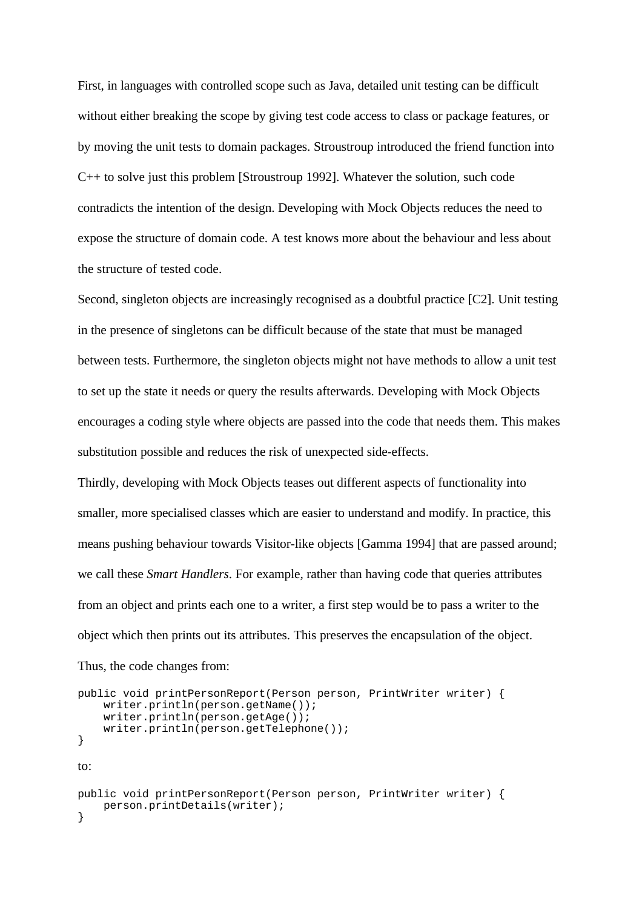First, in languages with controlled scope such as Java, detailed unit testing can be difficult without either breaking the scope by giving test code access to class or package features, or by moving the unit tests to domain packages. Stroustroup introduced the friend function into C++ to solve just this problem [Stroustroup 1992]. Whatever the solution, such code contradicts the intention of the design. Developing with Mock Objects reduces the need to expose the structure of domain code. A test knows more about the behaviour and less about the structure of tested code.

Second, singleton objects are increasingly recognised as a doubtful practice [C2]. Unit testing in the presence of singletons can be difficult because of the state that must be managed between tests. Furthermore, the singleton objects might not have methods to allow a unit test to set up the state it needs or query the results afterwards. Developing with Mock Objects encourages a coding style where objects are passed into the code that needs them. This makes substitution possible and reduces the risk of unexpected side-effects.

Thirdly, developing with Mock Objects teases out different aspects of functionality into smaller, more specialised classes which are easier to understand and modify. In practice, this means pushing behaviour towards Visitor-like objects [Gamma 1994] that are passed around; we call these *Smart Handlers*. For example, rather than having code that queries attributes from an object and prints each one to a writer, a first step would be to pass a writer to the object which then prints out its attributes. This preserves the encapsulation of the object. Thus, the code changes from:

```
public void printPersonReport(Person person, PrintWriter writer) {
    writer.println(person.getName());
    writer.println(person.getAge());
    writer.println(person.getTelephone());
}
```

to:

```
public void printPersonReport(Person person, PrintWriter writer) {
    person.printDetails(writer);
}
```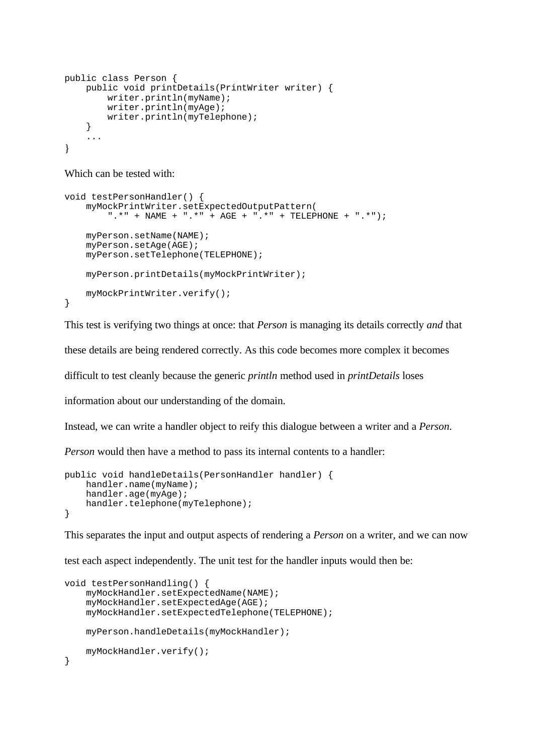```java
public class Person {
    public void printDetails(PrintWriter writer) {
        writer.println(myName);
        writer.println(myAge);
        writer.println(myTelephone);
    }
    ...
}
```

Which can be tested with:

```java
void testPersonHandler() {
    myMockPrintWriter.setExpectedOutputPattern(
        ".*" + NAME + ".*" + AGE + ".*" + TELEPHONE + ".*");

    myPerson.setName(NAME);
    myPerson.setAge(AGE);
    myPerson.setTelephone(TELEPHONE);

    myPerson.printDetails(myMockPrintWriter);

    myMockPrintWriter.verify();
}
```

This test is verifying two things at once: that *Person* is managing its details correctly *and* that these details are being rendered correctly. As this code becomes more complex it becomes difficult to test cleanly because the generic *println* method used in *printDetails* loses information about our understanding of the domain.

Instead, we can write a handler object to reify this dialogue between a writer and a *Person*. *Person* would then have a method to pass its internal contents to a handler:

```java
public void handleDetails(PersonHandler handler) {
    handler.name(myName);
    handler.age(myAge);
    handler.telephone(myTelephone);
}
```

This separates the input and output aspects of rendering a *Person* on a writer, and we can now test each aspect independently. The unit test for the handler inputs would then be:

```java
void testPersonHandling() {
    myMockHandler.setExpectedName(NAME);
    myMockHandler.setExpectedAge(AGE);
    myMockHandler.setExpectedTelephone(TELEPHONE);

    myPerson.handleDetails(myMockHandler);

    myMockHandler.verify();
}
```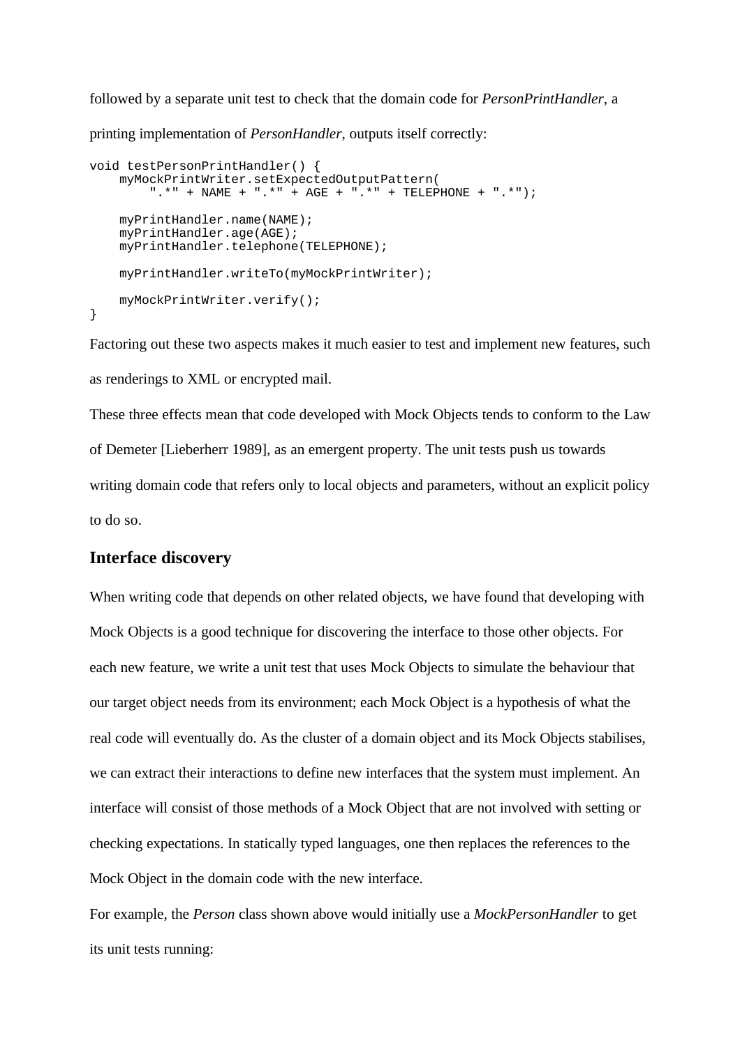followed by a separate unit test to check that the domain code for *PersonPrintHandler*, a printing implementation of *PersonHandler*, outputs itself correctly:

```
void testPersonPrintHandler() {
    myMockPrintWriter.setExpectedOutputPattern(
        ".*" + NAME + ".*" + AGE + ".*" + TELEPHONE + ".*");

    myPrintHandler.name(NAME);
    myPrintHandler.age(AGE);
    myPrintHandler.telephone(TELEPHONE);

    myPrintHandler.writeTo(myMockPrintWriter);

    myMockPrintWriter.verify();
}
```

Factoring out these two aspects makes it much easier to test and implement new features, such as renderings to XML or encrypted mail.

These three effects mean that code developed with Mock Objects tends to conform to the Law of Demeter [Lieberherr 1989], as an emergent property. The unit tests push us towards writing domain code that refers only to local objects and parameters, without an explicit policy to do so.

## Interface discovery

When writing code that depends on other related objects, we have found that developing with Mock Objects is a good technique for discovering the interface to those other objects. For each new feature, we write a unit test that uses Mock Objects to simulate the behaviour that our target object needs from its environment; each Mock Object is a hypothesis of what the real code will eventually do. As the cluster of a domain object and its Mock Objects stabilises, we can extract their interactions to define new interfaces that the system must implement. An interface will consist of those methods of a Mock Object that are not involved with setting or checking expectations. In statically typed languages, one then replaces the references to the Mock Object in the domain code with the new interface.

For example, the *Person* class shown above would initially use a *MockPersonHandler* to get its unit tests running: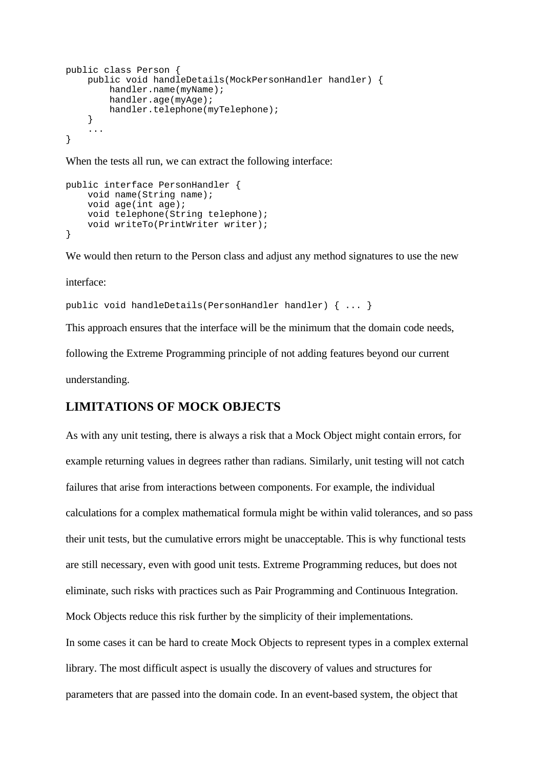```
public class Person {
    public void handleDetails(MockPersonHandler handler) {
        handler.name(myName);
        handler.age(myAge);
        handler.telephone(myTelephone);
    }
    ...
}
```

When the tests all run, we can extract the following interface:

```
public interface PersonHandler {
    void name(String name);
    void age(int age);
    void telephone(String telephone);
    void writeTo(PrintWriter writer);
}
```

We would then return to the Person class and adjust any method signatures to use the new interface:

```
public void handleDetails(PersonHandler handler) { ... }
```

This approach ensures that the interface will be the minimum that the domain code needs, following the Extreme Programming principle of not adding features beyond our current understanding.

## LIMITATIONS OF MOCK OBJECTS

As with any unit testing, there is always a risk that a Mock Object might contain errors, for example returning values in degrees rather than radians. Similarly, unit testing will not catch failures that arise from interactions between components. For example, the individual calculations for a complex mathematical formula might be within valid tolerances, and so pass their unit tests, but the cumulative errors might be unacceptable. This is why functional tests are still necessary, even with good unit tests. Extreme Programming reduces, but does not eliminate, such risks with practices such as Pair Programming and Continuous Integration. Mock Objects reduce this risk further by the simplicity of their implementations.

In some cases it can be hard to create Mock Objects to represent types in a complex external library. The most difficult aspect is usually the discovery of values and structures for parameters that are passed into the domain code. In an event-based system, the object that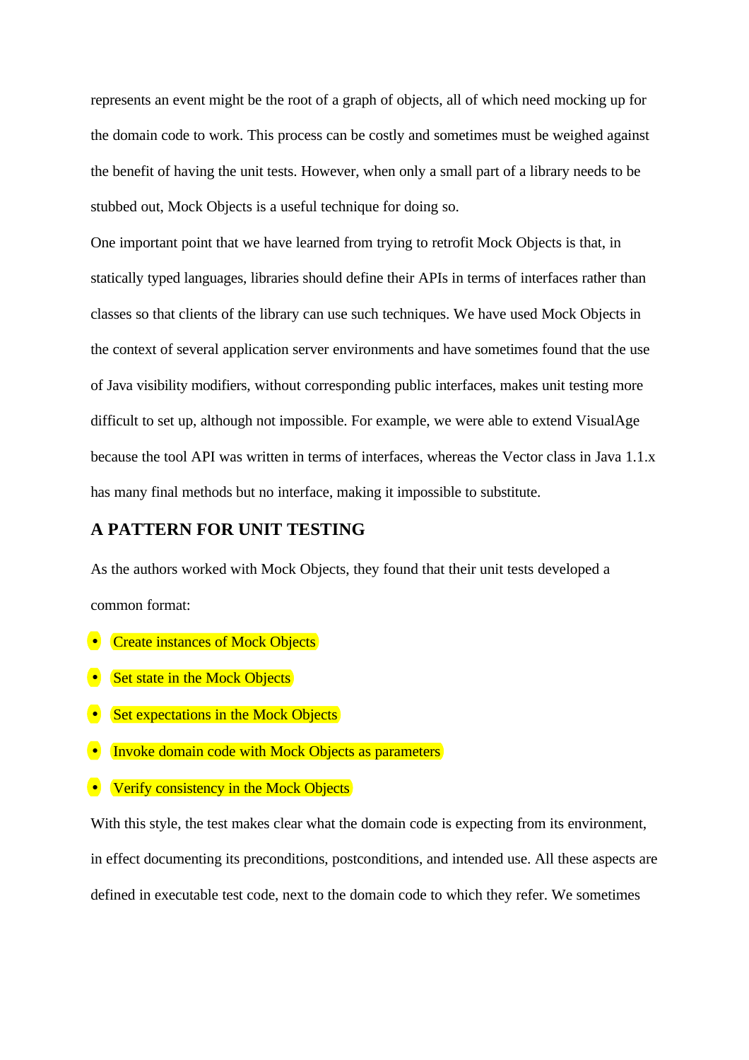represents an event might be the root of a graph of objects, all of which need mocking up for the domain code to work. This process can be costly and sometimes must be weighed against the benefit of having the unit tests. However, when only a small part of a library needs to be stubbed out, Mock Objects is a useful technique for doing so.

One important point that we have learned from trying to retrofit Mock Objects is that, in statically typed languages, libraries should define their APIs in terms of interfaces rather than classes so that clients of the library can use such techniques. We have used Mock Objects in the context of several application server environments and have sometimes found that the use of Java visibility modifiers, without corresponding public interfaces, makes unit testing more difficult to set up, although not impossible. For example, we were able to extend VisualAge because the tool API was written in terms of interfaces, whereas the Vector class in Java 1.1.x has many final methods but no interface, making it impossible to substitute.

## A PATTERN FOR UNIT TESTING

As the authors worked with Mock Objects, they found that their unit tests developed a common format:

- Create instances of Mock Objects
- Set state in the Mock Objects
- Set expectations in the Mock Objects
- Invoke domain code with Mock Objects as parameters
- Verify consistency in the Mock Objects

With this style, the test makes clear what the domain code is expecting from its environment, in effect documenting its preconditions, postconditions, and intended use. All these aspects are defined in executable test code, next to the domain code to which they refer. We sometimes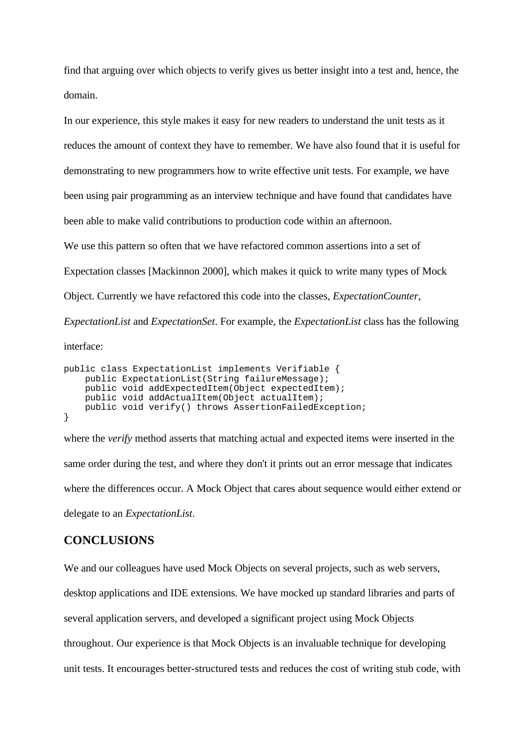find that arguing over which objects to verify gives us better insight into a test and, hence, the domain.

In our experience, this style makes it easy for new readers to understand the unit tests as it reduces the amount of context they have to remember. We have also found that it is useful for demonstrating to new programmers how to write effective unit tests. For example, we have been using pair programming as an interview technique and have found that candidates have been able to make valid contributions to production code within an afternoon.

We use this pattern so often that we have refactored common assertions into a set of Expectation classes [Mackinnon 2000], which makes it quick to write many types of Mock Object. Currently we have refactored this code into the classes, *ExpectationCounter*, *ExpectationList* and *ExpectationSet*. For example, the *ExpectationList* class has the following interface:

```
public class ExpectationList implements Verifiable {
    public ExpectationList(String failureMessage);
    public void addExpectedItem(Object expectedItem);
    public void addActualItem(Object actualItem);
    public void verify() throws AssertionFailedException;
}
```

where the *verify* method asserts that matching actual and expected items were inserted in the same order during the test, and where they don't it prints out an error message that indicates where the differences occur. A Mock Object that cares about sequence would either extend or delegate to an *ExpectationList*.

## CONCLUSIONS

We and our colleagues have used Mock Objects on several projects, such as web servers, desktop applications and IDE extensions. We have mocked up standard libraries and parts of several application servers, and developed a significant project using Mock Objects throughout. Our experience is that Mock Objects is an invaluable technique for developing unit tests. It encourages better-structured tests and reduces the cost of writing stub code, with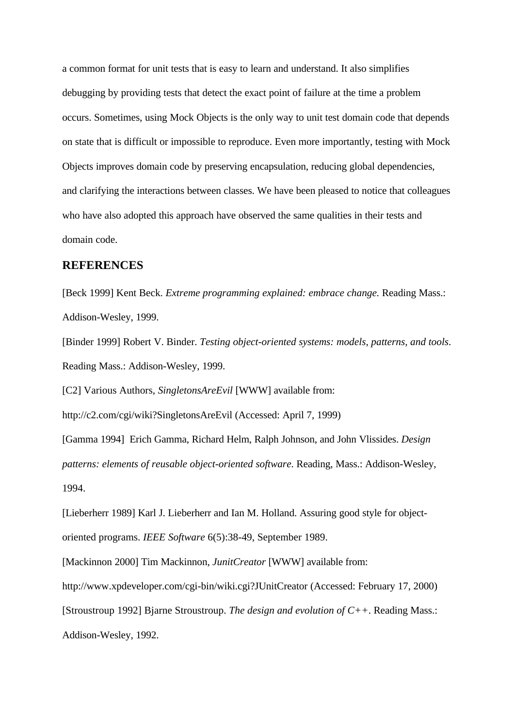a common format for unit tests that is easy to learn and understand. It also simplifies debugging by providing tests that detect the exact point of failure at the time a problem occurs. Sometimes, using Mock Objects is the only way to unit test domain code that depends on state that is difficult or impossible to reproduce. Even more importantly, testing with Mock Objects improves domain code by preserving encapsulation, reducing global dependencies, and clarifying the interactions between classes. We have been pleased to notice that colleagues who have also adopted this approach have observed the same qualities in their tests and domain code.

## REFERENCES

[Beck 1999] Kent Beck. *Extreme programming explained: embrace change.* Reading Mass.: Addison-Wesley, 1999.

[Binder 1999] Robert V. Binder. *Testing object-oriented systems: models, patterns, and tools*. Reading Mass.: Addison-Wesley, 1999.

[C2] Various Authors, *SingletonsAreEvil* [WWW] available from: http://c2.com/cgi/wiki?SingletonsAreEvil (Accessed: April 7, 1999)

[Gamma 1994] Erich Gamma, Richard Helm, Ralph Johnson, and John Vlissides. *Design patterns: elements of reusable object-oriented software*. Reading, Mass.: Addison-Wesley, 1994.

[Lieberherr 1989] Karl J. Lieberherr and Ian M. Holland. Assuring good style for object-oriented programs. *IEEE Software* 6(5):38-49, September 1989.

[Mackinnon 2000] Tim Mackinnon, *JunitCreator* [WWW] available from: http://www.xpdeveloper.com/cgi-bin/wiki.cgi?JUnitCreator (Accessed: February 17, 2000)

[Stroustroup 1992] Bjarne Stroustroup. *The design and evolution of C++*. Reading Mass.: Addison-Wesley, 1992.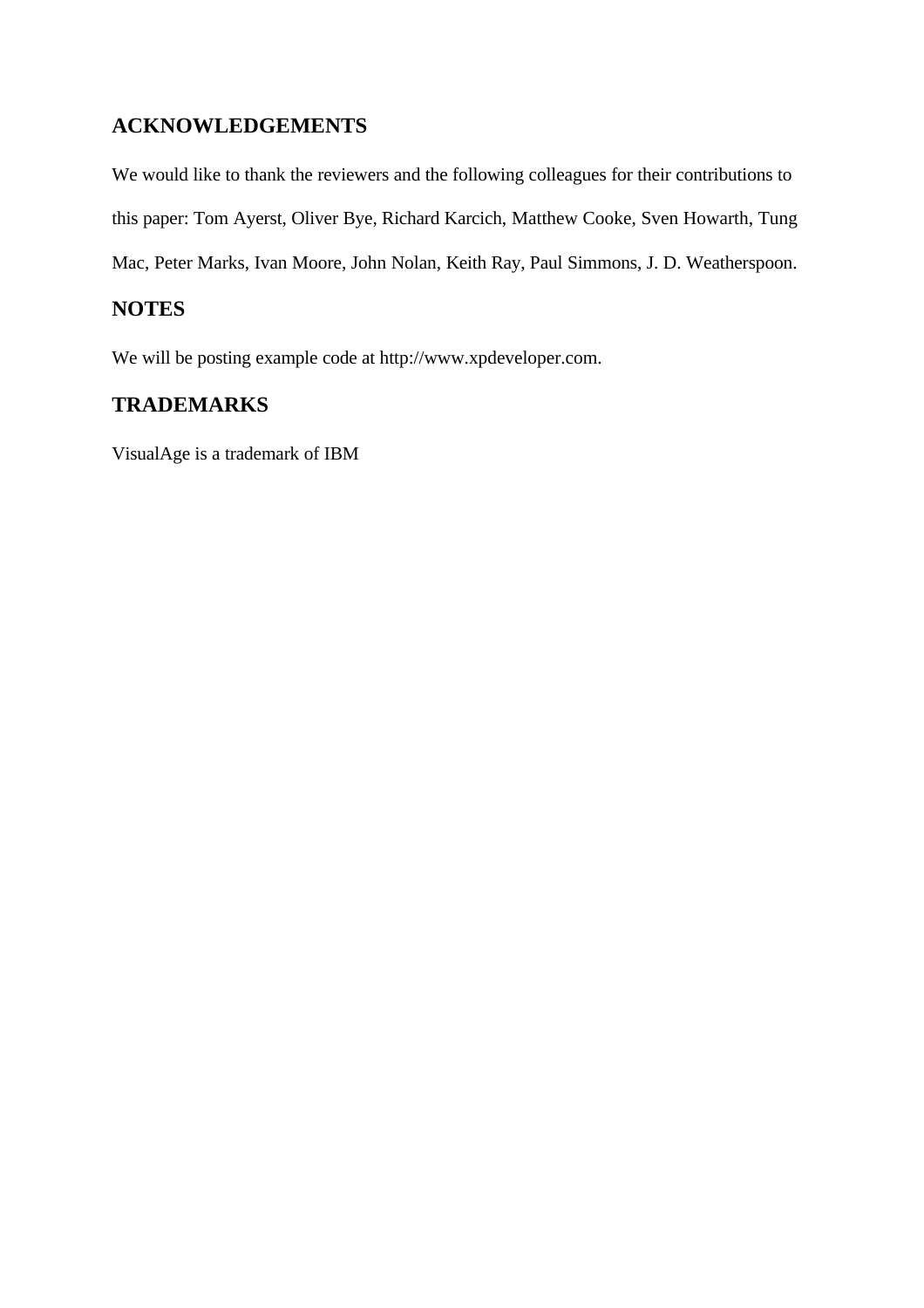## ACKNOWLEDGEMENTS

We would like to thank the reviewers and the following colleagues for their contributions to this paper: Tom Ayerst, Oliver Bye, Richard Karcich, Matthew Cooke, Sven Howarth, Tung Mac, Peter Marks, Ivan Moore, John Nolan, Keith Ray, Paul Simmons, J. D. Weatherspoon.

## NOTES

We will be posting example code at http://www.xpdeveloper.com.

## TRADEMARKS

VisualAge is a trademark of IBM